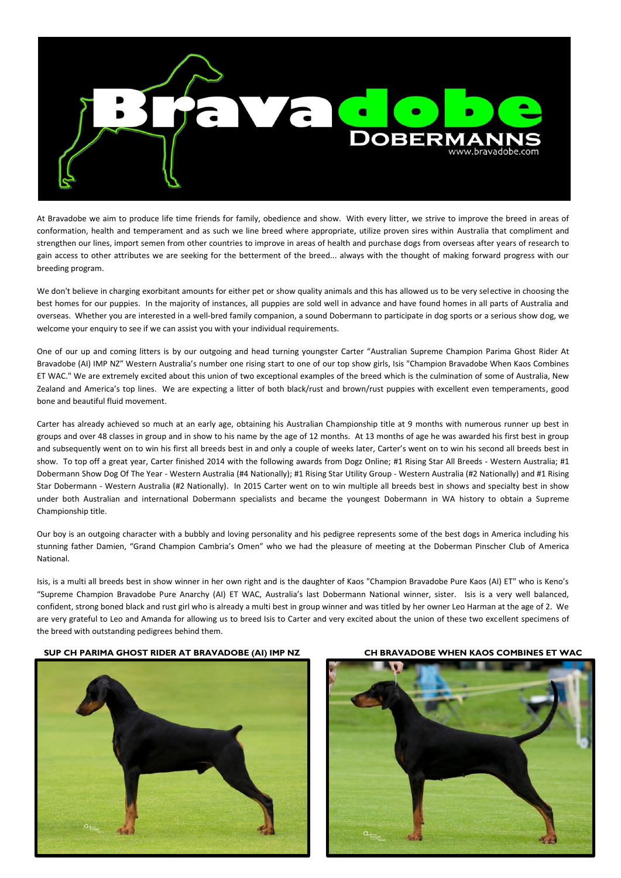# Bravadobe DOBERMANNS

www.bravadobe.com

At Bravadobe we aim to produce life time friends for family, obedience and show. With every litter, we strive to improve the breed in areas of conformation, health and temperament and as such we line breed where appropriate, utilize proven sires within Australia that compliment and strengthen our lines, import semen from other countries to improve in areas of health and purchase dogs from overseas after years of research to gain access to other attributes we are seeking for the betterment of the breed... always with the thought of making forward progress with our breeding program.

We don't believe in charging exorbitant amounts for either pet or show quality animals and this has allowed us to be very selective in choosing the best homes for our puppies. In the majority of instances, all puppies are sold well in advance and have found homes in all parts of Australia and overseas. Whether you are interested in a well-bred family companion, a sound Dobermann to participate in dog sports or a serious show dog, we welcome your enquiry to see if we can assist you with your individual requirements.

One of our up and coming litters is by our outgoing and head turning youngster Carter "Australian Supreme Champion Parima Ghost Rider At Bravadobe (AI) IMP NZ" Western Australia's number one rising start to one of our top show girls, Isis "Champion Bravadobe When Kaos Combines ET WAC." We are extremely excited about this union of two exceptional examples of the breed which is the culmination of some of Australia, New Zealand and America's top lines. We are expecting a litter of both black/rust and brown/rust puppies with excellent even temperaments, good bone and beautiful fluid movement.

Carter has already achieved so much at an early age, obtaining his Australian Championship title at 9 months with numerous runner up best in groups and over 48 classes in group and in show to his name by the age of 12 months. At 13 months of age he was awarded his first best in group and subsequently went on to win his first all breeds best in and only a couple of weeks later, Carter's went on to win his second all breeds best in show. To top off a great year, Carter finished 2014 with the following awards from Dogz Online; #1 Rising Star All Breeds - Western Australia; #1 Dobermann Show Dog Of The Year - Western Australia (#4 Nationally); #1 Rising Star Utility Group - Western Australia (#2 Nationally) and #1 Rising Star Dobermann - Western Australia (#2 Nationally). In 2015 Carter went on to win multiple all breeds best in shows and specialty best in show under both Australian and international Dobermann specialists and became the youngest Dobermann in WA history to obtain a Supreme Championship title.

Our boy is an outgoing character with a bubbly and loving personality and his pedigree represents some of the best dogs in America including his stunning father Damien, "Grand Champion Cambria's Omen" who we had the pleasure of meeting at the Doberman Pinscher Club of America National.

Isis, is a multi all breeds best in show winner in her own right and is the daughter of Kaos "Champion Bravadobe Pure Kaos (AI) ET" who is Keno's "Supreme Champion Bravadobe Pure Anarchy (AI) ET WAC, Australia's last Dobermann National winner, sister. Isis is a very well balanced, confident, strong boned black and rust girl who is already a multi best in group winner and was titled by her owner Leo Harman at the age of 2. We are very grateful to Leo and Amanda for allowing us to breed Isis to Carter and very excited about the union of these two excellent specimens of the breed with outstanding pedigrees behind them.

**SUP CH PARIMA GHOST RIDER AT BRAVADOBE (AI) IMP NZ**

**CH BRAVADOBE WHEN KAOS COMBINES ET WAC**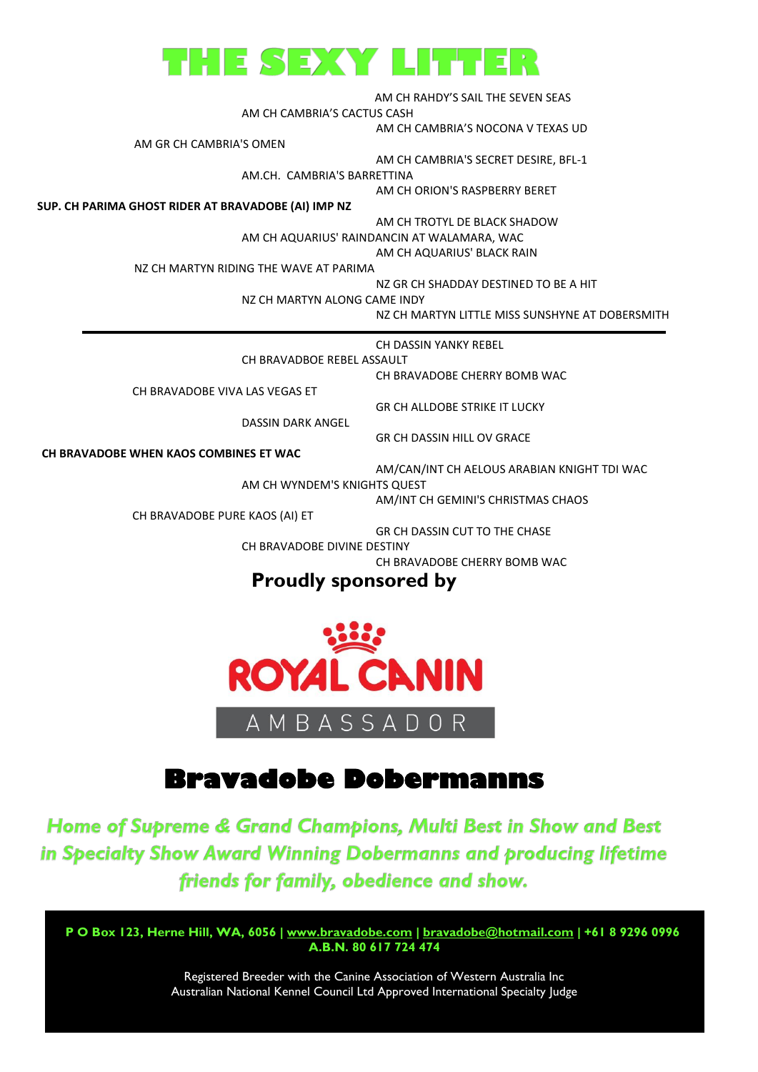# THE SEXY LITTER

AM CH RAHDY'S SAIL THE SEVEN SEAS

AM CH CAMBRIA'S CACTUS CASH

AM CH CAMBRIA'S NOCONA V TEXAS UD

AM GR CH CAMBRIA'S OMEN

AM CH CAMBRIA'S SECRET DESIRE, BFL-1

AM.CH. CAMBRIA'S BARRETTINA

AM CH ORION'S RASPBERRY BERET

**SUP. CH PARIMA GHOST RIDER AT BRAVADOBE (AI) IMP NZ**

AM CH TROTYL DE BLACK SHADOW

AM CH AQUARIUS' RAINDANCIN AT WALAMARA, WAC

AM CH AQUARIUS' BLACK RAIN

NZ CH MARTYN RIDING THE WAVE AT PARIMA

NZ GR CH SHADDAY DESTINED TO BE A HIT

NZ CH MARTYN ALONG CAME INDY

NZ CH MARTYN LITTLE MISS SUNSHYNE AT DOBERSMITH

---

CH DASSIN YANKY REBEL

CH BRAVADBOE REBEL ASSAULT

CH BRAVADOBE CHERRY BOMB WAC

CH BRAVADOBE VIVA LAS VEGAS ET

GR CH ALLDOBE STRIKE IT LUCKY

DASSIN DARK ANGEL

GR CH DASSIN HILL OV GRACE

**CH BRAVADOBE WHEN KAOS COMBINES ET WAC**

AM/CAN/INT CH AELOUS ARABIAN KNIGHT TDI WAC

AM CH WYNDEM'S KNIGHTS QUEST

AM/INT CH GEMINI'S CHRISTMAS CHAOS

CH BRAVADOBE PURE KAOS (AI) ET

GR CH DASSIN CUT TO THE CHASE

CH BRAVADOBE DIVINE DESTINY

CH BRAVADOBE CHERRY BOMB WAC

**Proudly sponsored by**

ROYAL CANIN

AMBASSADOR

# Bravadobe Dobermanns

*Home of Supreme & Grand Champions, Multi Best in Show and Best in Specialty Show Award Winning Dobermanns and producing lifetime friends for family, obedience and show.*

**P O Box 123, Herne Hill, WA, 6056 | www.bravadobe.com | bravadobe@hotmail.com | +61 8 9296 0996**
**A.B.N. 80 617 724 474**

Registered Breeder with the Canine Association of Western Australia Inc
Australian National Kennel Council Ltd Approved International Specialty Judge